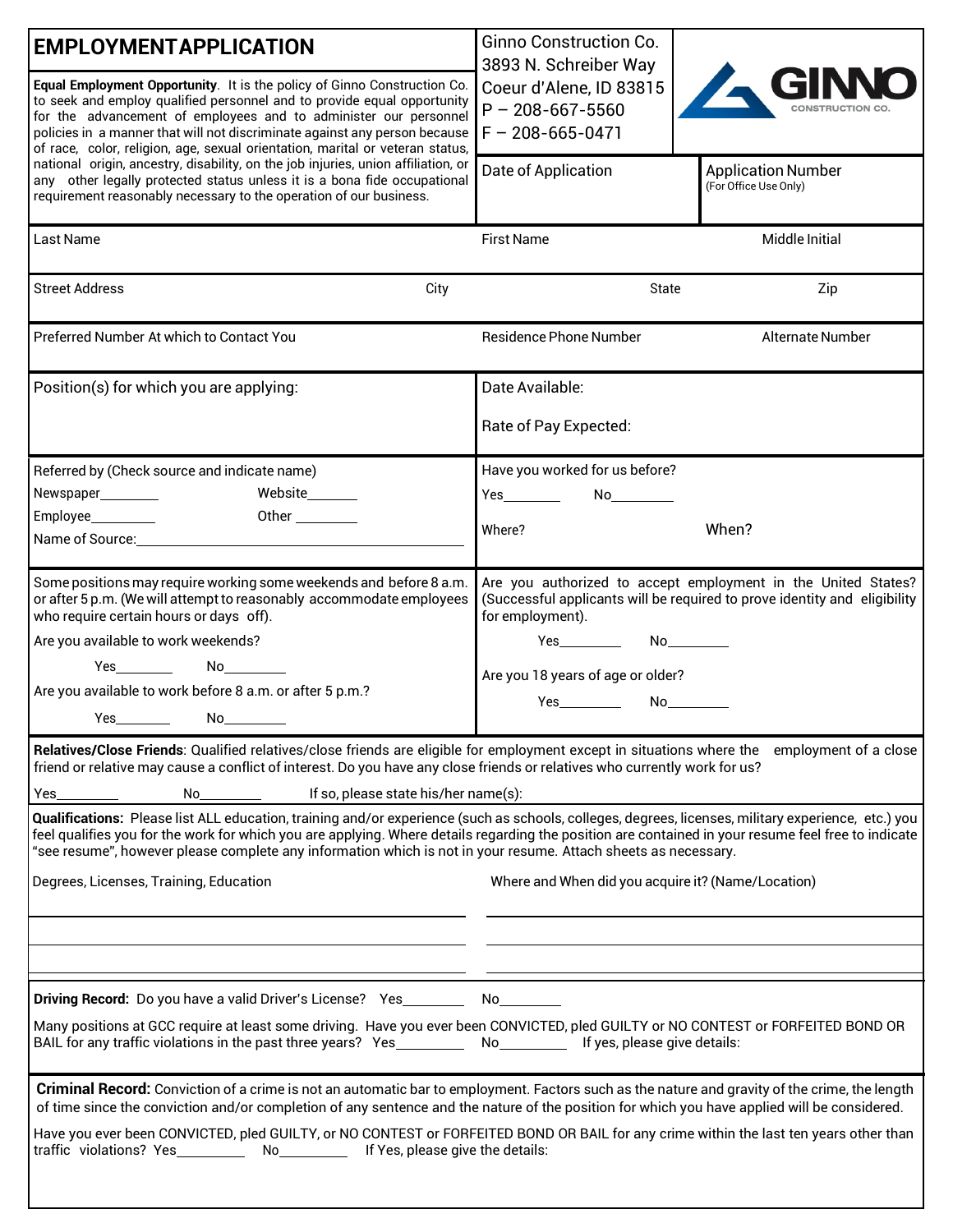# EMPLOYMENTAPPLICATION

**Equal Employment Opportunity**. It is the policy of Ginno Construction Co. to seek and employ qualified personnel and to provide equal opportunity for the advancement of employees and to administer our personnel policies in a manner that will not discriminate against any person because of race, color, religion, age, sexual orientation, marital or veteran status, national origin, ancestry, disability, on the job injuries, union affiliation, or any other legally protected status unless it is a bona fide occupational requirement reasonably necessary to the operation of our business.

Ginno Construction Co.
3893 N. Schreiber Way
Coeur d'Alene, ID 83815
P – 208-667-5560
F – 208-665-0471

GINNO CONSTRUCTION CO.

| Date of Application | Application Number (For Office Use Only) |
|---|---|
| | |

| Last Name | First Name | Middle Initial |
|---|---|---|
| | | |

| Street Address | City | State | Zip |
|---|---|---|---|
| | | | |

| Preferred Number At which to Contact You | Residence Phone Number | Alternate Number |
|---|---|---|
| | | |

Position(s) for which you are applying:

Date Available:

Rate of Pay Expected:

Referred by (Check source and indicate name)

Newspaper________ Website_______

Employee_________ Other ________

Name of Source:________________________________

Have you worked for us before?

Yes________ No________

Where? When?

Some positions may require working some weekends and before 8 a.m. or after 5 p.m. (We will attempt to reasonably accommodate employees who require certain hours or days off).

Are you available to work weekends?

Yes________ No_________

Are you available to work before 8 a.m. or after 5 p.m.?

Yes________ No_________

Are you authorized to accept employment in the United States? (Successful applicants will be required to prove identity and eligibility for employment).

Yes_________ No_________

Are you 18 years of age or older?

Yes_________ No_________

**Relatives/Close Friends**: Qualified relatives/close friends are eligible for employment except in situations where the employment of a close friend or relative may cause a conflict of interest. Do you have any close friends or relatives who currently work for us?

Yes_________ No_________ If so, please state his/her name(s):

**Qualifications:** Please list ALL education, training and/or experience (such as schools, colleges, degrees, licenses, military experience, etc.) you feel qualifies you for the work for which you are applying. Where details regarding the position are contained in your resume feel free to indicate "see resume", however please complete any information which is not in your resume. Attach sheets as necessary.

| Degrees, Licenses, Training, Education | Where and When did you acquire it? (Name/Location) |
|---|---|
| | |
| | |
| | |

**Driving Record:** Do you have a valid Driver's License? Yes________ No________

Many positions at GCC require at least some driving. Have you ever been CONVICTED, pled GUILTY or NO CONTEST or FORFEITED BOND OR BAIL for any traffic violations in the past three years? Yes_________ No_________ If yes, please give details:

**Criminal Record:** Conviction of a crime is not an automatic bar to employment. Factors such as the nature and gravity of the crime, the length of time since the conviction and/or completion of any sentence and the nature of the position for which you have applied will be considered.

Have you ever been CONVICTED, pled GUILTY, or NO CONTEST or FORFEITED BOND OR BAIL for any crime within the last ten years other than traffic violations? Yes_________ No_________ If Yes, please give the details: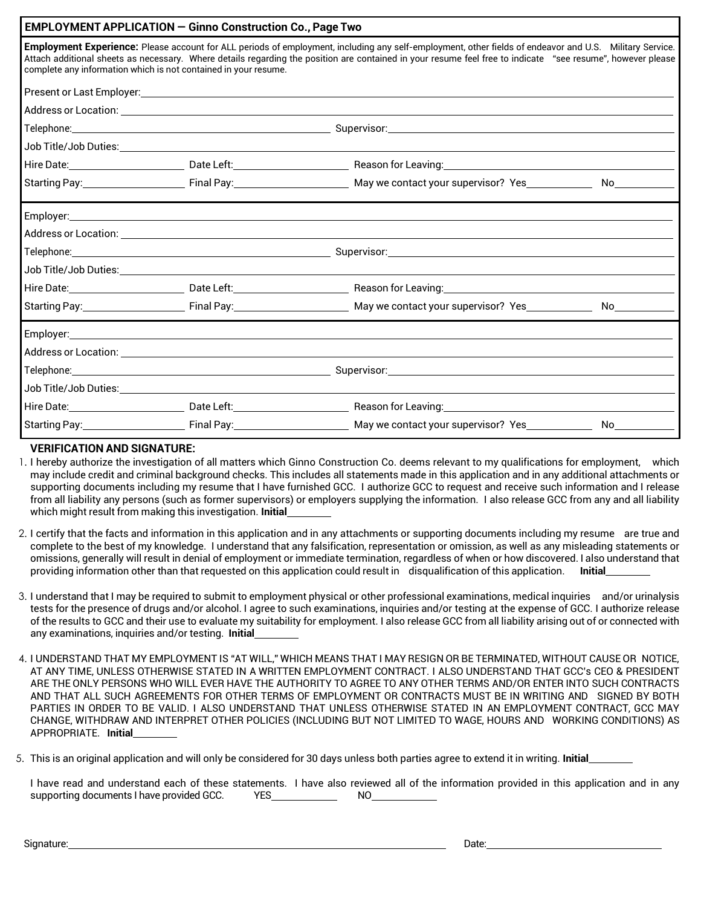**EMPLOYMENT APPLICATION — Ginno Construction Co., Page Two**

**Employment Experience:** Please account for ALL periods of employment, including any self-employment, other fields of endeavor and U.S. Military Service. Attach additional sheets as necessary. Where details regarding the position are contained in your resume feel free to indicate "see resume", however please complete any information which is not contained in your resume.

Present or Last Employer:\_\_\_\_\_\_\_\_\_\_\_\_\_\_\_\_\_\_\_\_\_\_\_\_\_\_\_\_\_\_\_\_

Address or Location: \_\_\_\_\_\_\_\_\_\_\_\_\_\_\_\_\_\_\_\_\_\_\_\_\_\_\_\_\_\_\_\_

Telephone:\_\_\_\_\_\_\_\_\_\_\_\_\_\_\_\_ Supervisor:\_\_\_\_\_\_\_\_\_\_\_\_\_\_\_\_

Job Title/Job Duties:\_\_\_\_\_\_\_\_\_\_\_\_\_\_\_\_\_\_\_\_\_\_\_\_\_\_\_\_\_\_\_\_

Hire Date:\_\_\_\_\_\_\_\_\_\_ Date Left:\_\_\_\_\_\_\_\_\_\_ Reason for Leaving:\_\_\_\_\_\_\_\_\_\_\_\_\_\_\_\_

Starting Pay:\_\_\_\_\_\_\_\_\_\_ Final Pay:\_\_\_\_\_\_\_\_\_\_ May we contact your supervisor? Yes\_\_\_\_\_\_\_\_ No\_\_\_\_\_\_\_\_

Employer:\_\_\_\_\_\_\_\_\_\_\_\_\_\_\_\_\_\_\_\_\_\_\_\_\_\_\_\_\_\_\_\_

Address or Location: \_\_\_\_\_\_\_\_\_\_\_\_\_\_\_\_\_\_\_\_\_\_\_\_\_\_\_\_\_\_\_\_

Telephone:\_\_\_\_\_\_\_\_\_\_\_\_\_\_\_\_ Supervisor:\_\_\_\_\_\_\_\_\_\_\_\_\_\_\_\_

Job Title/Job Duties:\_\_\_\_\_\_\_\_\_\_\_\_\_\_\_\_\_\_\_\_\_\_\_\_\_\_\_\_\_\_\_\_

Hire Date:\_\_\_\_\_\_\_\_\_\_ Date Left:\_\_\_\_\_\_\_\_\_\_ Reason for Leaving:\_\_\_\_\_\_\_\_\_\_\_\_\_\_\_\_

Starting Pay:\_\_\_\_\_\_\_\_\_\_ Final Pay:\_\_\_\_\_\_\_\_\_\_ May we contact your supervisor? Yes\_\_\_\_\_\_\_\_ No\_\_\_\_\_\_\_\_

Employer:\_\_\_\_\_\_\_\_\_\_\_\_\_\_\_\_\_\_\_\_\_\_\_\_\_\_\_\_\_\_\_\_

Address or Location: \_\_\_\_\_\_\_\_\_\_\_\_\_\_\_\_\_\_\_\_\_\_\_\_\_\_\_\_\_\_\_\_

Telephone:\_\_\_\_\_\_\_\_\_\_\_\_\_\_\_\_ Supervisor:\_\_\_\_\_\_\_\_\_\_\_\_\_\_\_\_

Job Title/Job Duties:\_\_\_\_\_\_\_\_\_\_\_\_\_\_\_\_\_\_\_\_\_\_\_\_\_\_\_\_\_\_\_\_

Hire Date:\_\_\_\_\_\_\_\_\_\_ Date Left:\_\_\_\_\_\_\_\_\_\_ Reason for Leaving:\_\_\_\_\_\_\_\_\_\_\_\_\_\_\_\_

Starting Pay:\_\_\_\_\_\_\_\_\_\_ Final Pay:\_\_\_\_\_\_\_\_\_\_ May we contact your supervisor? Yes\_\_\_\_\_\_\_\_ No\_\_\_\_\_\_\_\_

**VERIFICATION AND SIGNATURE:**

1. I hereby authorize the investigation of all matters which Ginno Construction Co. deems relevant to my qualifications for employment, which may include credit and criminal background checks. This includes all statements made in this application and in any additional attachments or supporting documents including my resume that I have furnished GCC. I authorize GCC to request and receive such information and I release from all liability any persons (such as former supervisors) or employers supplying the information. I also release GCC from any and all liability which might result from making this investigation. **Initial**\_\_\_\_\_\_\_\_

2. I certify that the facts and information in this application and in any attachments or supporting documents including my resume are true and complete to the best of my knowledge. I understand that any falsification, representation or omission, as well as any misleading statements or omissions, generally will result in denial of employment or immediate termination, regardless of when or how discovered. I also understand that providing information other than that requested on this application could result in disqualification of this application. **Initial**\_\_\_\_\_\_\_\_

3. I understand that I may be required to submit to employment physical or other professional examinations, medical inquiries and/or urinalysis tests for the presence of drugs and/or alcohol. I agree to such examinations, inquiries and/or testing at the expense of GCC. I authorize release of the results to GCC and their use to evaluate my suitability for employment. I also release GCC from all liability arising out of or connected with any examinations, inquiries and/or testing. **Initial**\_\_\_\_\_\_\_\_

4. I UNDERSTAND THAT MY EMPLOYMENT IS "AT WILL," WHICH MEANS THAT I MAY RESIGN OR BE TERMINATED, WITHOUT CAUSE OR NOTICE, AT ANY TIME, UNLESS OTHERWISE STATED IN A WRITTEN EMPLOYMENT CONTRACT. I ALSO UNDERSTAND THAT GCC's CEO & PRESIDENT ARE THE ONLY PERSONS WHO WILL EVER HAVE THE AUTHORITY TO AGREE TO ANY OTHER TERMS AND/OR ENTER INTO SUCH CONTRACTS AND THAT ALL SUCH AGREEMENTS FOR OTHER TERMS OF EMPLOYMENT OR CONTRACTS MUST BE IN WRITING AND SIGNED BY BOTH PARTIES IN ORDER TO BE VALID. I ALSO UNDERSTAND THAT UNLESS OTHERWISE STATED IN AN EMPLOYMENT CONTRACT, GCC MAY CHANGE, WITHDRAW AND INTERPRET OTHER POLICIES (INCLUDING BUT NOT LIMITED TO WAGE, HOURS AND WORKING CONDITIONS) AS APPROPRIATE. **Initial**\_\_\_\_\_\_\_\_

5. This is an original application and will only be considered for 30 days unless both parties agree to extend it in writing. **Initial**\_\_\_\_\_\_\_\_

I have read and understand each of these statements. I have also reviewed all of the information provided in this application and in any supporting documents I have provided GCC. YES\_\_\_\_\_\_\_\_ NO\_\_\_\_\_\_\_\_

Signature:\_\_\_\_\_\_\_\_\_\_\_\_\_\_\_\_\_\_\_\_\_\_\_\_\_\_\_\_\_\_\_\_ Date:\_\_\_\_\_\_\_\_\_\_\_\_\_\_\_\_